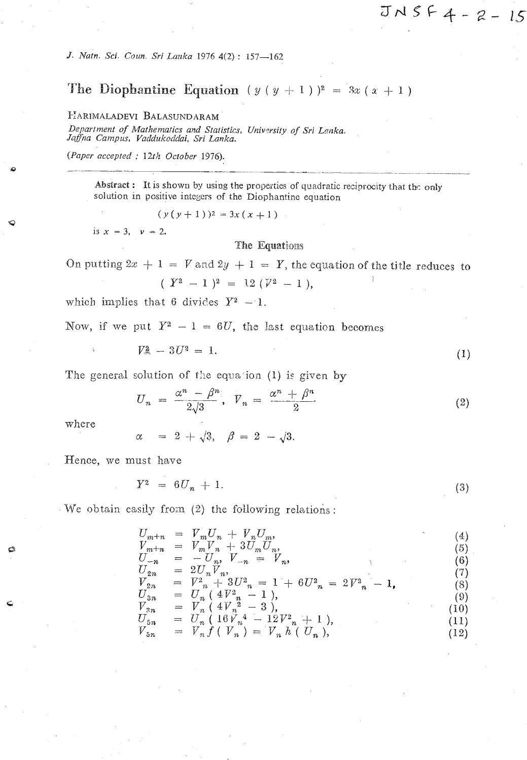JNSF 4-2-15

# The Diophantine Equation $(y(y+1))^2 = 3x(x+1)$

HARIMALADEVI BALASUNDARAM

*Department of Mathematics and Statistics, University of Sri Lanka. Jaffna Campus, Vaddukoddai, Sri Lanka.*

*(Paper accepted : 12th October 1976).*

---

**Abstract :** It is shown by using the properties of quadratic reciprocity that the only solution in positive integers of the Diophantine equation

$$(y(y+1))^2 = 3x(x+1)$$

is $x = 3$, $y = 2$.

## The Equations

On putting $2x + 1 = V$ and $2y + 1 = Y$, the equation of the title reduces to

$$(Y^2 - 1)^2 = 12(V^2 - 1),$$

which implies that 6 divides $Y^2 - 1$.

Now, if we put $Y^2 - 1 = 6U$, the last equation becomes

$$V^2 - 3U^2 = 1. \tag{1}$$

The general solution of the equation (1) is given by

$$U_n = \frac{\alpha^n - \beta^n}{2\sqrt{3}}, \quad V_n = \frac{\alpha^n + \beta^n}{2} \tag{2}$$

where

$$\alpha = 2 + \sqrt{3}, \quad \beta = 2 - \sqrt{3}.$$

Hence, we must have

$$Y^2 = 6U_n + 1. \tag{3}$$

We obtain easily from (2) the following relations:

$$U_{m+n} = V_m U_n + V_n U_m, \tag{4}$$

$$V_{m+n} = V_m V_n + 3U_m U_n, \tag{5}$$

$$U_{-n} = -U_n, \quad V_{-n} = V_n, \tag{6}$$

$$U_{2n} = 2U_n V_n, \tag{7}$$

$$V_{2n} = V_n^2 + 3U_n^2 = 1 + 6U_n^2 = 2V_n^2 - 1, \tag{8}$$

$$U_{3n} = U_n(4V_n^2 - 1), \tag{9}$$

$$V_{3n} = V_n(4V_n^2 - 3), \tag{10}$$

$$U_{5n} = U_n(16V_n^4 - 12V_n^2 + 1), \tag{11}$$

$$V_{5n} = V_n f(V_n) = V_n h(U_n), \tag{12}$$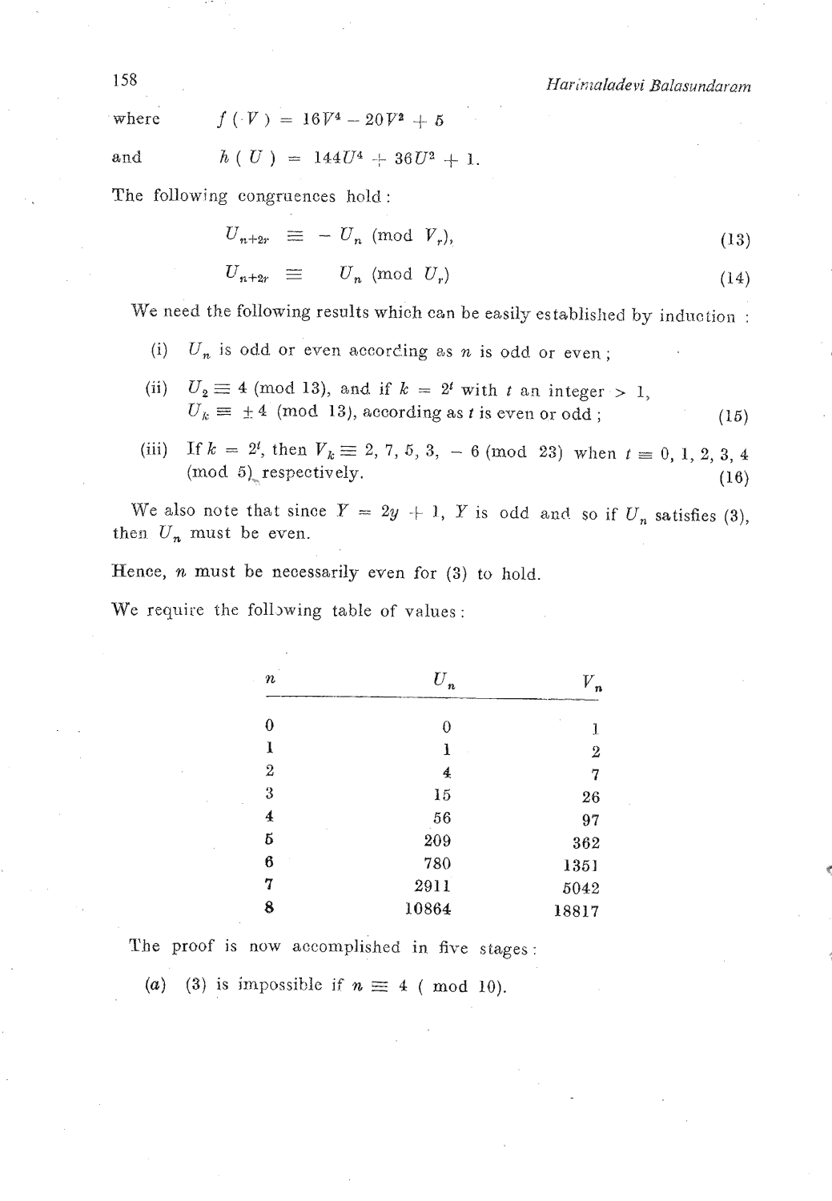where $$f(V) = 16V^4 - 20V^2 + 5$$

and $$h(U) = 144U^4 + 36U^2 + 1.$$

The following congruences hold:

$$U_{n+2r} \equiv -U_n \pmod{V_r}, \tag{13}$$

$$U_{n+2r} \equiv U_n \pmod{U_r} \tag{14}$$

We need the following results which can be easily established by induction:

(i) $U_n$ is odd or even according as $n$ is odd or even;

(ii) $U_2 \equiv 4 \pmod{13}$, and if $k = 2^t$ with $t$ an integer $> 1$, $U_k \equiv \pm 4 \pmod{13}$, according as $t$ is even or odd; (15)

(iii) If $k = 2^t$, then $V_k \equiv 2, 7, 5, 3, -6 \pmod{23}$ when $t \equiv 0, 1, 2, 3, 4 \pmod{5}$ respectively. (16)

We also note that since $Y = 2y + 1$, $Y$ is odd and so if $U_n$ satisfies (3), then $U_n$ must be even.

Hence, $n$ must be necessarily even for (3) to hold.

We require the following table of values:

| $n$ | $U_n$ | $V_n$ |
|---|---|---|
| 0 | 0 | 1 |
| 1 | 1 | 2 |
| 2 | 4 | 7 |
| 3 | 15 | 26 |
| 4 | 56 | 97 |
| 5 | 209 | 362 |
| 6 | 780 | 1351 |
| 7 | 2911 | 5042 |
| 8 | 10864 | 18817 |

The proof is now accomplished in five stages:

(*a*) (3) is impossible if $n \equiv 4 \pmod{10}$.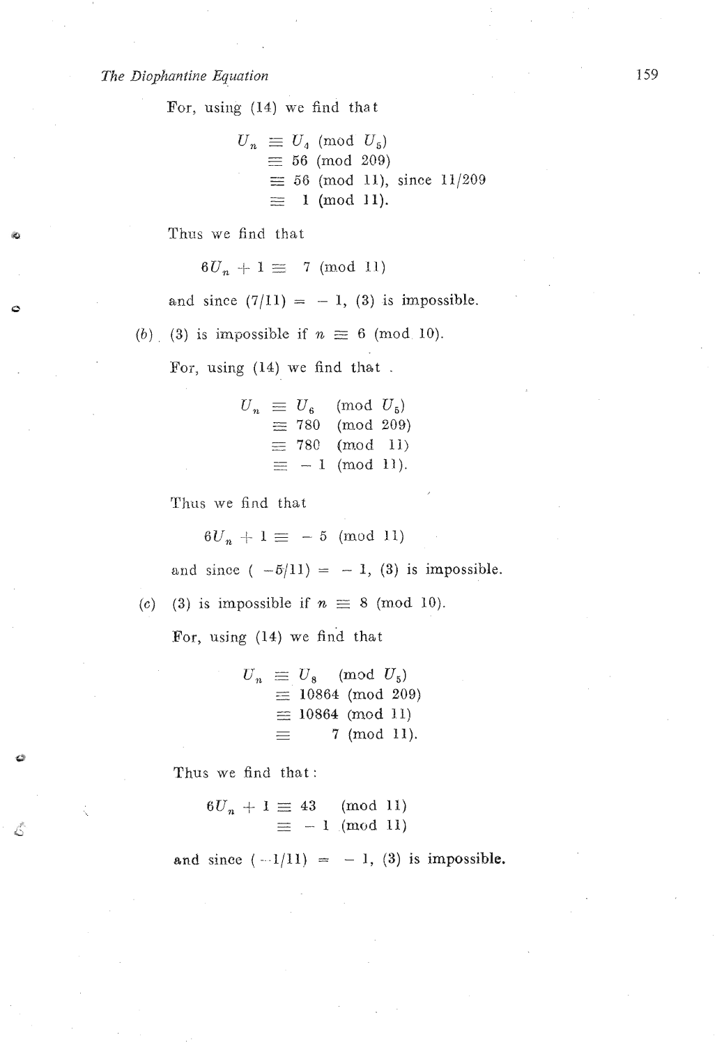For, using (14) we find that

$$\begin{aligned} U_n &\equiv U_4 \pmod{U_5} \\ &\equiv 56 \pmod{209} \\ &\equiv 56 \pmod{11}, \text{ since } 11/209 \\ &\equiv 1 \pmod{11}. \end{aligned}$$

Thus we find that

$$6U_n + 1 \equiv 7 \pmod{11}$$

and since $(7/11) = -1$, (3) is impossible.

(*b*) (3) is impossible if $n \equiv 6 \pmod{10}$.

For, using (14) we find that

$$\begin{aligned} U_n &\equiv U_6 \pmod{U_5} \\ &\equiv 780 \pmod{209} \\ &\equiv 780 \pmod{11} \\ &\equiv -1 \pmod{11}. \end{aligned}$$

Thus we find that

$$6U_n + 1 \equiv -5 \pmod{11}$$

and since $(-5/11) = -1$, (3) is impossible.

(*c*) (3) is impossible if $n \equiv 8 \pmod{10}$.

For, using (14) we find that

$$\begin{aligned} U_n &\equiv U_8 \pmod{U_5} \\ &\equiv 10864 \pmod{209} \\ &\equiv 10864 \pmod{11} \\ &\equiv 7 \pmod{11}. \end{aligned}$$

Thus we find that:

$$\begin{aligned} 6U_n + 1 &\equiv 43 \pmod{11} \\ &\equiv -1 \pmod{11} \end{aligned}$$

and since $(-1/11) = -1$, (3) is impossible.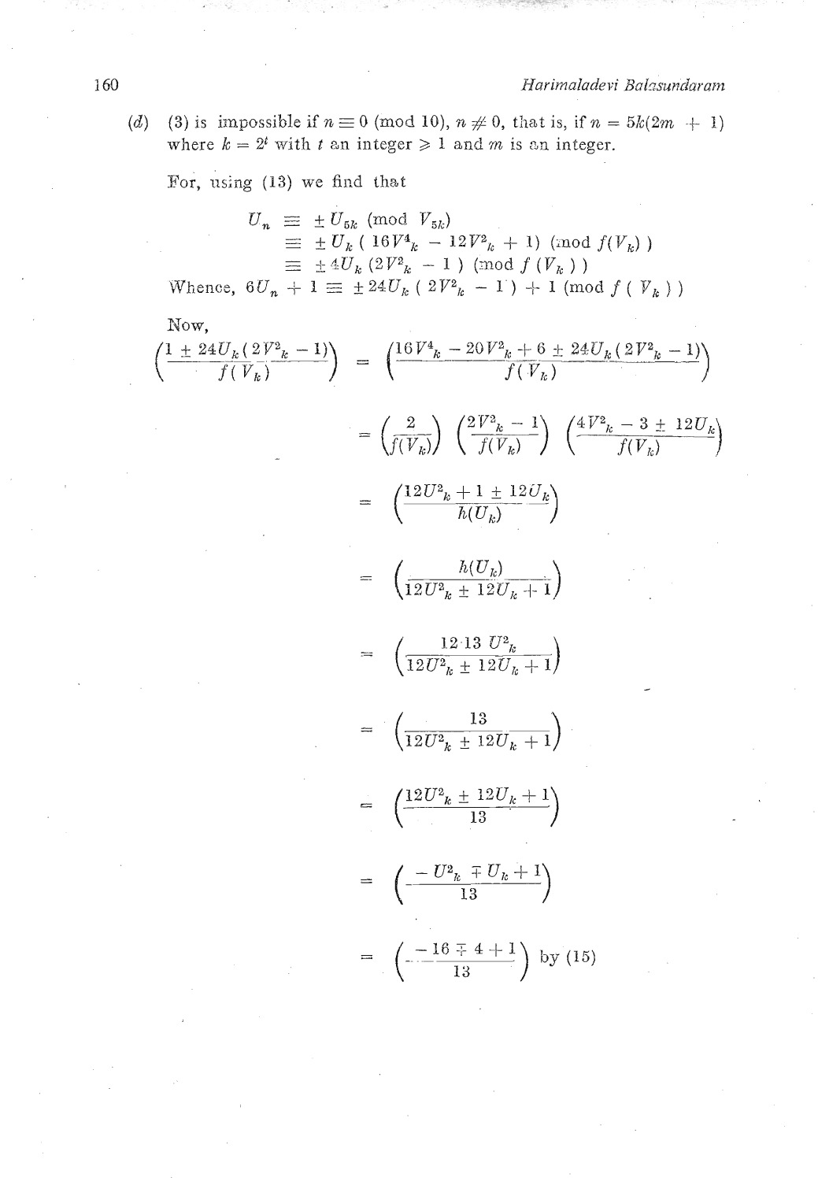(*d*) (3) is impossible if $n \equiv 0 \pmod{10}$, $n \not\equiv 0$, that is, if $n = 5k(2m + 1)$ where $k = 2^t$ with $t$ an integer $\geqslant 1$ and $m$ is an integer.

For, using (13) we find that

$$
\begin{aligned}
U_n &\equiv \pm U_{5k} \pmod{V_{5k}} \\
&\equiv \pm U_k \,(\,16V^4_k - 12V^2_k + 1) \pmod{f(V_k)} \\
&\equiv \pm 4U_k\,(2V^2_k - 1\,) \pmod{f\,(V_k\,)}
\end{aligned}
$$

Whence, $6U_n + 1 \equiv \pm 24U_k\,(\,2V^2_k - 1\,) + 1 \pmod{f\,(\,V_k\,)}$

Now,

$$
\begin{aligned}
\left(\frac{1 \pm 24U_k(\,2V^2_k - 1)}{f(\,V_k)}\right) &= \left(\frac{16V^4_k - 20V^2_k + 6 \pm 24U_k(\,2V^2_k - 1)}{f(\,V_k)}\right) \\
&= \left(\frac{2}{f(V_k)}\right)\left(\frac{2V^2_k - 1}{f(V_k)}\right)\left(\frac{4V^2_k - 3 \pm 12U_k}{f(V_k)}\right) \\
&= \left(\frac{12U^2_k + 1 \pm 12U_k}{h(U_k)}\right) \\
&= \left(\frac{h(U_k)}{12U^2_k \pm 12U_k + 1}\right) \\
&= \left(\frac{12 \cdot 13\, U^2_k}{12U^2_k \pm 12U_k + 1}\right) \\
&= \left(\frac{13}{12U^2_k \pm 12U_k + 1}\right) \\
&= \left(\frac{12U^2_k \pm 12U_k + 1}{13}\right) \\
&= \left(\frac{-U^2_k \mp U_k + 1}{13}\right) \\
&= \left(\frac{-16 \mp 4 + 1}{13}\right) \text{ by (15)}
\end{aligned}
$$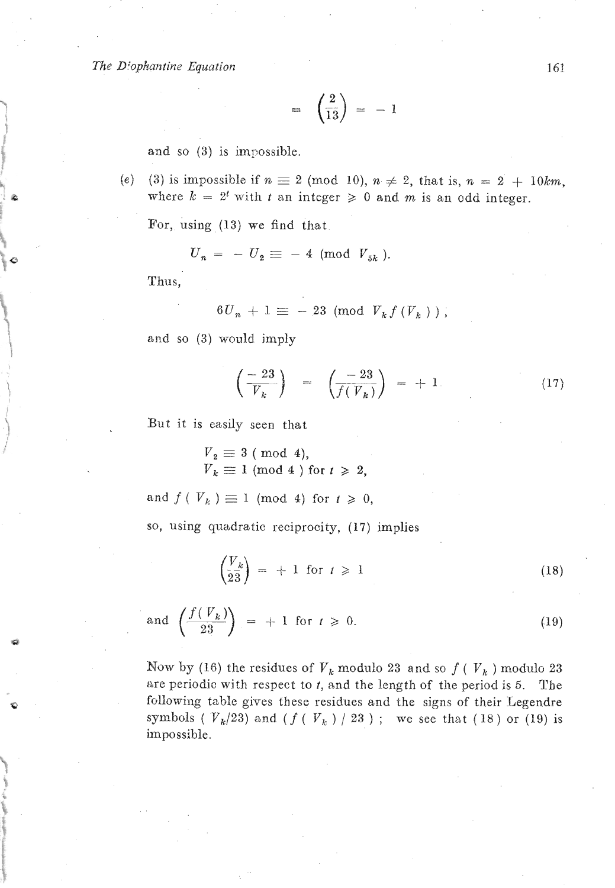$$= \left(\frac{2}{13}\right) = -1$$

and so (3) is impossible.

(e) (3) is impossible if $n \equiv 2 \pmod{10}$, $n \neq 2$, that is, $n = 2 + 10km$, where $k = 2^t$ with $t$ an integer $\geqslant 0$ and $m$ is an odd integer.

For, using (13) we find that

$$U_n = -U_2 \equiv -4 \pmod{V_{5k}}.$$

Thus,

$$6U_n + 1 \equiv -23 \pmod{V_k f(V_k)},$$

and so (3) would imply

$$\left(\frac{-23}{V_k}\right) = \left(\frac{-23}{f(V_k)}\right) = +1 \tag{17}$$

But it is easily seen that

$$V_2 \equiv 3 \pmod{4},$$
$$V_k \equiv 1 \pmod{4} \text{ for } t \geqslant 2,$$

and $f(V_k) \equiv 1 \pmod{4}$ for $t \geqslant 0$,

so, using quadratic reciprocity, (17) implies

$$\left(\frac{V_k}{23}\right) = +1 \text{ for } t \geqslant 1 \tag{18}$$

and
$$\left(\frac{f(V_k)}{23}\right) = +1 \text{ for } t \geqslant 0. \tag{19}$$

Now by (16) the residues of $V_k$ modulo 23 and so $f(V_k)$ modulo 23 are periodic with respect to $t$, and the length of the period is 5. The following table gives these residues and the signs of their Legendre symbols $(V_k/23)$ and $(f(V_k)/23)$; we see that (18) or (19) is impossible.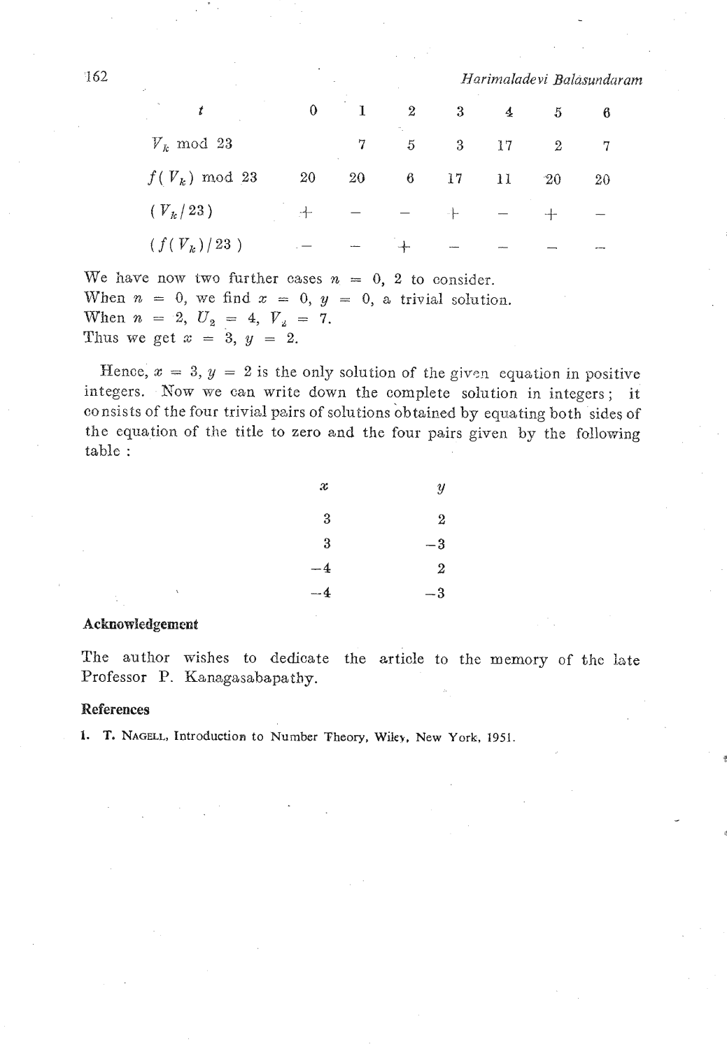| $t$ | 0 | 1 | 2 | 3 | 4 | 5 | 6 |
|---|---|---|---|---|---|---|---|
| $V_k$ mod 23 | | 7 | 5 | 3 | 17 | 2 | 7 |
| $f(V_k)$ mod 23 | 20 | 20 | 6 | 17 | 11 | 20 | 20 |
| $(V_k/23)$ | + | − | − | + | − | + | − |
| $(f(V_k)/23)$ | − | − | + | − | − | − | − |

We have now two further cases $n = 0, 2$ to consider.
When $n = 0$, we find $x = 0$, $y = 0$, a trivial solution.
When $n = 2$, $U_2 = 4$, $V_2 = 7$.
Thus we get $x = 3$, $y = 2$.

Hence, $x = 3$, $y = 2$ is the only solution of the given equation in positive integers. Now we can write down the complete solution in integers; it consists of the four trivial pairs of solutions obtained by equating both sides of the equation of the title to zero and the four pairs given by the following table :

| $x$ | $y$ |
|---|---|
| 3 | 2 |
| 3 | −3 |
| −4 | 2 |
| −4 | −3 |

## Acknowledgement

The author wishes to dedicate the article to the memory of the late Professor P. Kanagasabapathy.

## References

1. T. Nagell, Introduction to Number Theory, Wiley, New York, 1951.